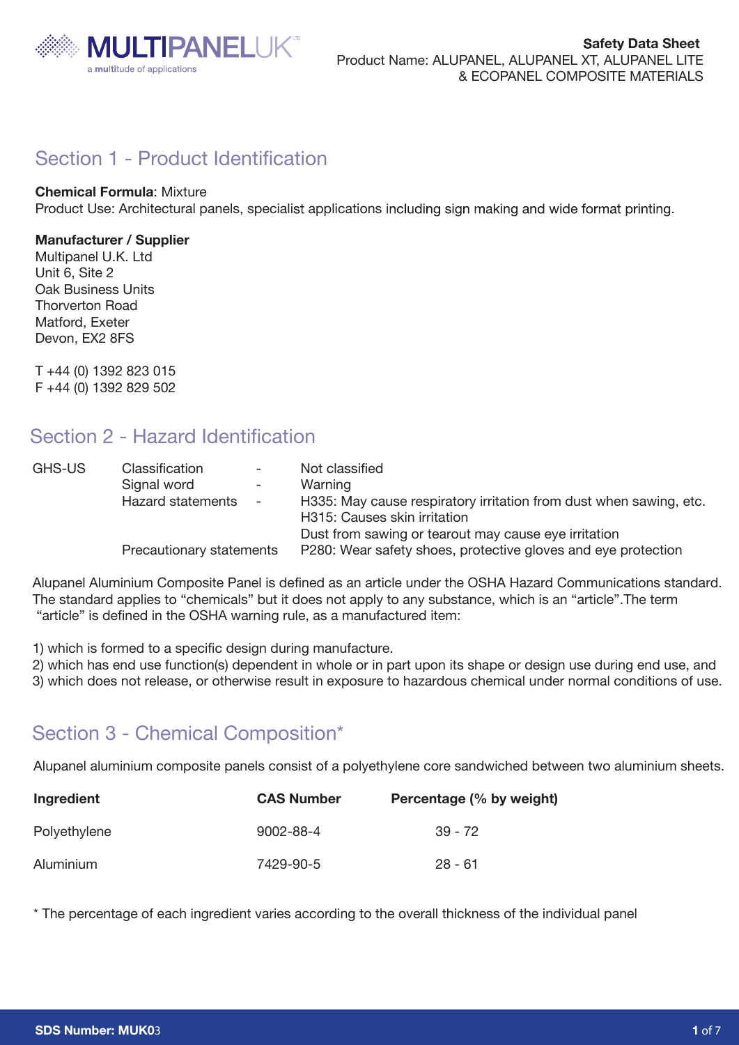# Safety Data Sheet

Product Name: ALUPANEL, ALUPANEL XT, ALUPANEL LITE & ECOPANEL COMPOSITE MATERIALS

## Section 1 - Product Identification

**Chemical Formula**: Mixture
Product Use: Architectural panels, specialist applications including sign making and wide format printing.

**Manufacturer / Supplier**
Multipanel U.K. Ltd
Unit 6, Site 2
Oak Business Units
Thorverton Road
Matford, Exeter
Devon, EX2 8FS

T +44 (0) 1392 823 015
F +44 (0) 1392 829 502

## Section 2 - Hazard Identification

| | | | |
|---|---|---|---|
| GHS-US | Classification | - | Not classified |
| | Signal word | - | Warning |
| | Hazard statements | - | H335: May cause respiratory irritation from dust when sawing, etc. |
| | | | H315: Causes skin irritation |
| | | | Dust from sawing or tearout may cause eye irritation |
| | Precautionary statements | | P280: Wear safety shoes, protective gloves and eye protection |

Alupanel Aluminium Composite Panel is defined as an article under the OSHA Hazard Communications standard. The standard applies to "chemicals" but it does not apply to any substance, which is an "article".The term "article" is defined in the OSHA warning rule, as a manufactured item:

1) which is formed to a specific design during manufacture.
2) which has end use function(s) dependent in whole or in part upon its shape or design use during end use, and
3) which does not release, or otherwise result in exposure to hazardous chemical under normal conditions of use.

## Section 3 - Chemical Composition*

Alupanel aluminium composite panels consist of a polyethylene core sandwiched between two aluminium sheets.

| Ingredient | CAS Number | Percentage (% by weight) |
|---|---|---|
| Polyethylene | 9002-88-4 | 39 - 72 |
| Aluminium | 7429-90-5 | 28 - 61 |

* The percentage of each ingredient varies according to the overall thickness of the individual panel

SDS Number: MUK03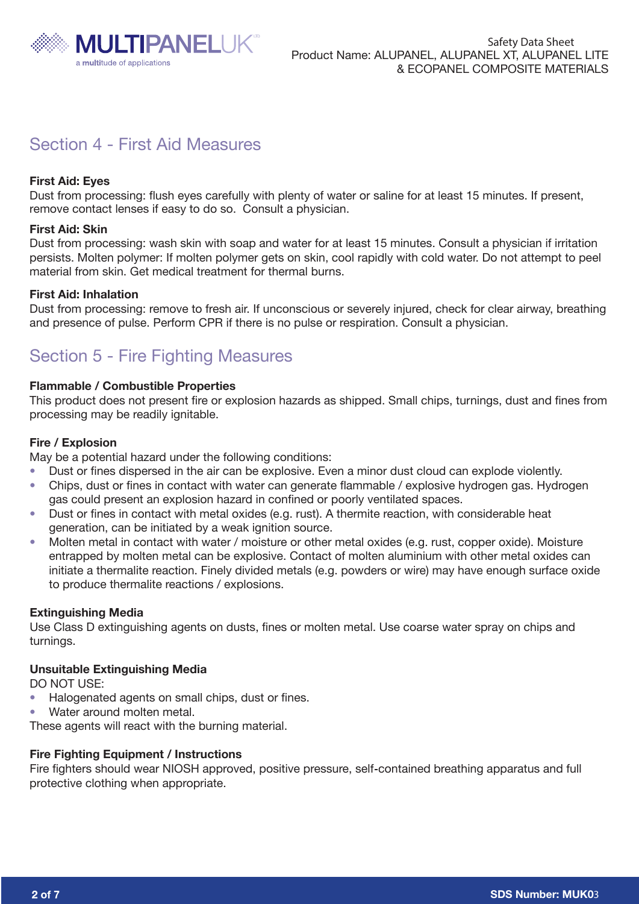## Section 4 - First Aid Measures

**First Aid: Eyes**

Dust from processing: flush eyes carefully with plenty of water or saline for at least 15 minutes. If present, remove contact lenses if easy to do so. Consult a physician.

**First Aid: Skin**

Dust from processing: wash skin with soap and water for at least 15 minutes. Consult a physician if irritation persists. Molten polymer: If molten polymer gets on skin, cool rapidly with cold water. Do not attempt to peel material from skin. Get medical treatment for thermal burns.

**First Aid: Inhalation**

Dust from processing: remove to fresh air. If unconscious or severely injured, check for clear airway, breathing and presence of pulse. Perform CPR if there is no pulse or respiration. Consult a physician.

## Section 5 - Fire Fighting Measures

**Flammable / Combustible Properties**

This product does not present fire or explosion hazards as shipped. Small chips, turnings, dust and fines from processing may be readily ignitable.

**Fire / Explosion**

May be a potential hazard under the following conditions:

- Dust or fines dispersed in the air can be explosive. Even a minor dust cloud can explode violently.
- Chips, dust or fines in contact with water can generate flammable / explosive hydrogen gas. Hydrogen gas could present an explosion hazard in confined or poorly ventilated spaces.
- Dust or fines in contact with metal oxides (e.g. rust). A thermite reaction, with considerable heat generation, can be initiated by a weak ignition source.
- Molten metal in contact with water / moisture or other metal oxides (e.g. rust, copper oxide). Moisture entrapped by molten metal can be explosive. Contact of molten aluminium with other metal oxides can initiate a thermalite reaction. Finely divided metals (e.g. powders or wire) may have enough surface oxide to produce thermalite reactions / explosions.

**Extinguishing Media**

Use Class D extinguishing agents on dusts, fines or molten metal. Use coarse water spray on chips and turnings.

**Unsuitable Extinguishing Media**

DO NOT USE:

- Halogenated agents on small chips, dust or fines.
- Water around molten metal.

These agents will react with the burning material.

**Fire Fighting Equipment / Instructions**

Fire fighters should wear NIOSH approved, positive pressure, self-contained breathing apparatus and full protective clothing when appropriate.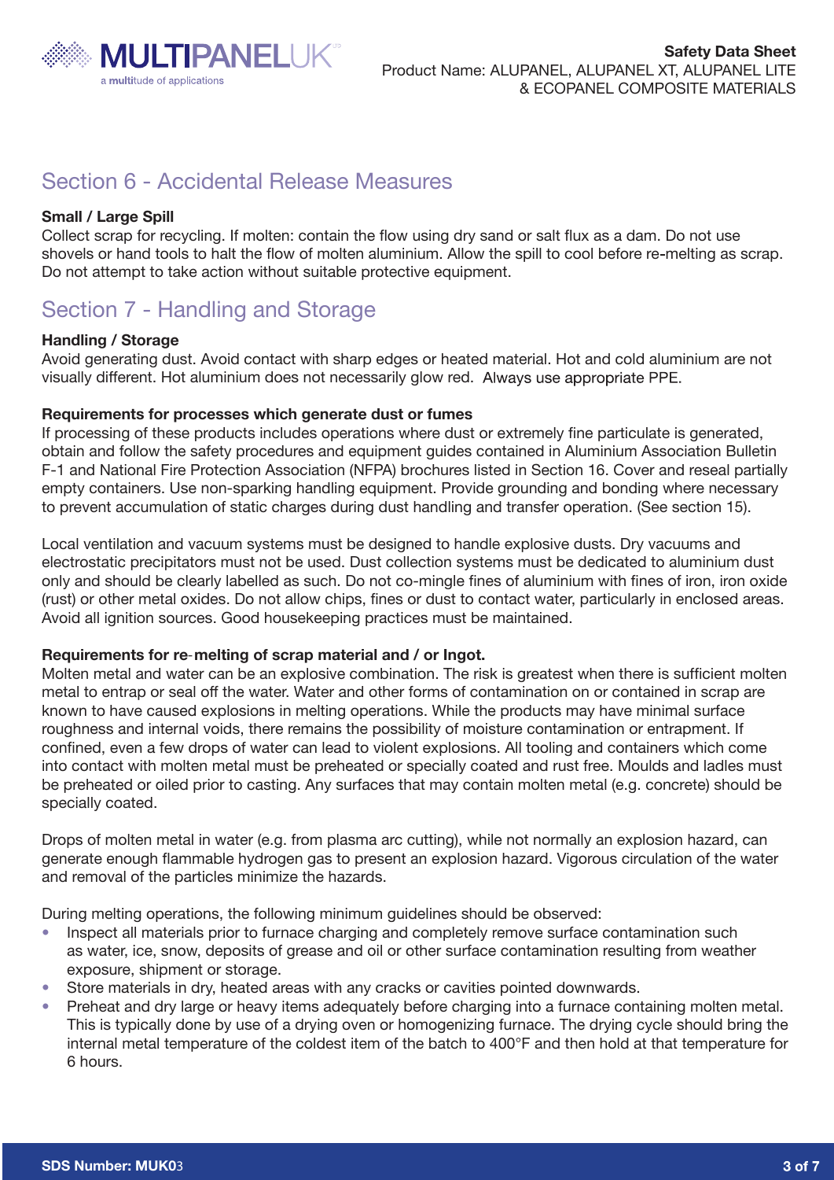## Section 6 - Accidental Release Measures

**Small / Large Spill**

Collect scrap for recycling. If molten: contain the flow using dry sand or salt flux as a dam. Do not use shovels or hand tools to halt the flow of molten aluminium. Allow the spill to cool before re-melting as scrap. Do not attempt to take action without suitable protective equipment.

## Section 7 - Handling and Storage

**Handling / Storage**

Avoid generating dust. Avoid contact with sharp edges or heated material. Hot and cold aluminium are not visually different. Hot aluminium does not necessarily glow red. Always use appropriate PPE.

**Requirements for processes which generate dust or fumes**

If processing of these products includes operations where dust or extremely fine particulate is generated, obtain and follow the safety procedures and equipment guides contained in Aluminium Association Bulletin F-1 and National Fire Protection Association (NFPA) brochures listed in Section 16. Cover and reseal partially empty containers. Use non-sparking handling equipment. Provide grounding and bonding where necessary to prevent accumulation of static charges during dust handling and transfer operation. (See section 15).

Local ventilation and vacuum systems must be designed to handle explosive dusts. Dry vacuums and electrostatic precipitators must not be used. Dust collection systems must be dedicated to aluminium dust only and should be clearly labelled as such. Do not co-mingle fines of aluminium with fines of iron, iron oxide (rust) or other metal oxides. Do not allow chips, fines or dust to contact water, particularly in enclosed areas. Avoid all ignition sources. Good housekeeping practices must be maintained.

**Requirements for re-melting of scrap material and / or Ingot.**

Molten metal and water can be an explosive combination. The risk is greatest when there is sufficient molten metal to entrap or seal off the water. Water and other forms of contamination on or contained in scrap are known to have caused explosions in melting operations. While the products may have minimal surface roughness and internal voids, there remains the possibility of moisture contamination or entrapment. If confined, even a few drops of water can lead to violent explosions. All tooling and containers which come into contact with molten metal must be preheated or specially coated and rust free. Moulds and ladles must be preheated or oiled prior to casting. Any surfaces that may contain molten metal (e.g. concrete) should be specially coated.

Drops of molten metal in water (e.g. from plasma arc cutting), while not normally an explosion hazard, can generate enough flammable hydrogen gas to present an explosion hazard. Vigorous circulation of the water and removal of the particles minimize the hazards.

During melting operations, the following minimum guidelines should be observed:

- Inspect all materials prior to furnace charging and completely remove surface contamination such as water, ice, snow, deposits of grease and oil or other surface contamination resulting from weather exposure, shipment or storage.
- Store materials in dry, heated areas with any cracks or cavities pointed downwards.
- Preheat and dry large or heavy items adequately before charging into a furnace containing molten metal. This is typically done by use of a drying oven or homogenizing furnace. The drying cycle should bring the internal metal temperature of the coldest item of the batch to 400°F and then hold at that temperature for 6 hours.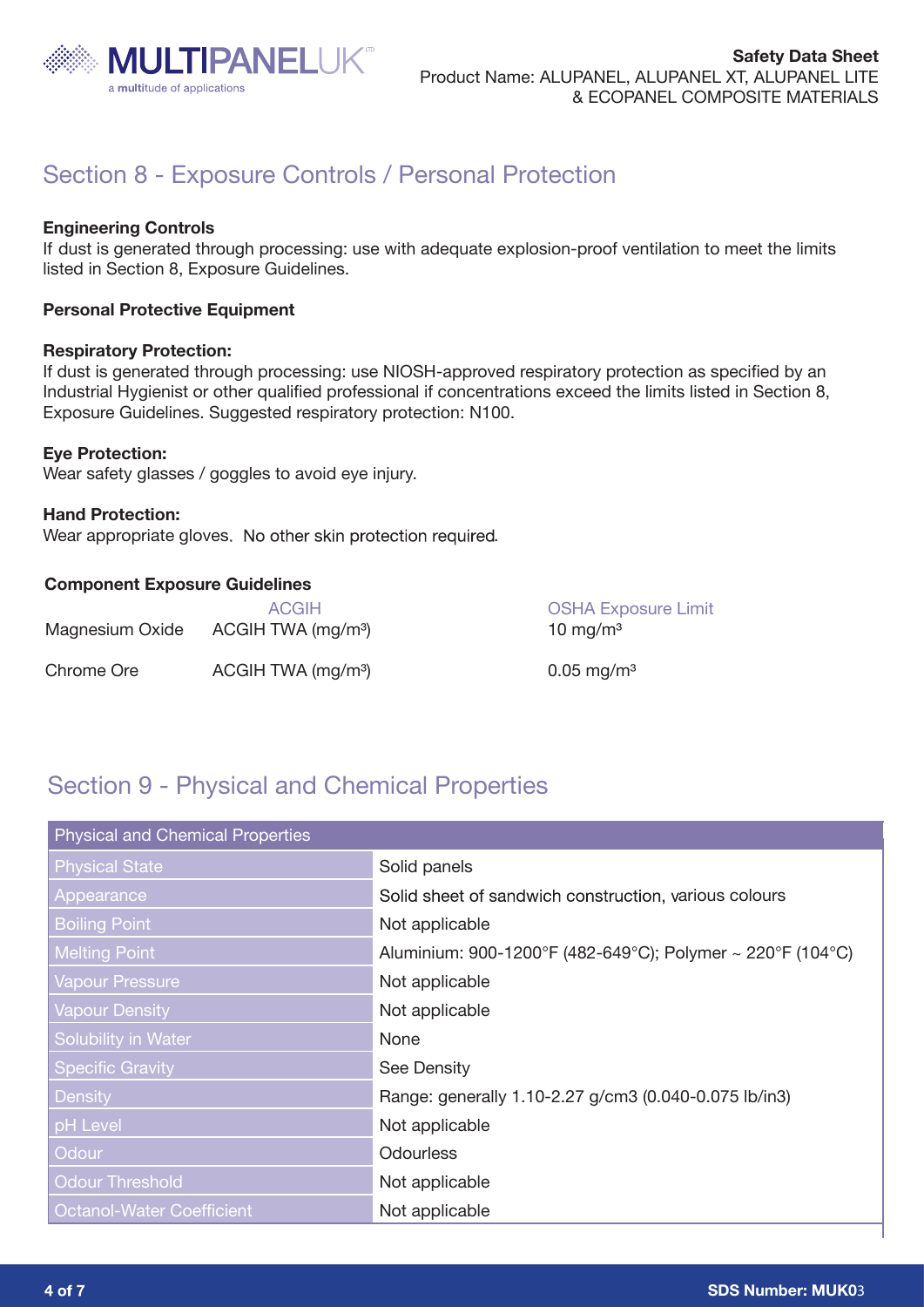## Section 8 - Exposure Controls / Personal Protection

**Engineering Controls**

If dust is generated through processing: use with adequate explosion-proof ventilation to meet the limits listed in Section 8, Exposure Guidelines.

**Personal Protective Equipment**

**Respiratory Protection:**

If dust is generated through processing: use NIOSH-approved respiratory protection as specified by an Industrial Hygienist or other qualified professional if concentrations exceed the limits listed in Section 8, Exposure Guidelines. Suggested respiratory protection: N100.

**Eye Protection:**

Wear safety glasses / goggles to avoid eye injury.

**Hand Protection:**

Wear appropriate gloves. No other skin protection required.

**Component Exposure Guidelines**

| | ACGIH | OSHA Exposure Limit |
|---|---|---|
| Magnesium Oxide | ACGIH TWA (mg/m³) | 10 mg/m³ |
| Chrome Ore | ACGIH TWA (mg/m³) | 0.05 mg/m³ |

## Section 9 - Physical and Chemical Properties

| Physical and Chemical Properties | |
|---|---|
| Physical State | Solid panels |
| Appearance | Solid sheet of sandwich construction, various colours |
| Boiling Point | Not applicable |
| Melting Point | Aluminium: 900-1200°F (482-649°C); Polymer ~ 220°F (104°C) |
| Vapour Pressure | Not applicable |
| Vapour Density | Not applicable |
| Solubility in Water | None |
| Specific Gravity | See Density |
| Density | Range: generally 1.10-2.27 g/cm3 (0.040-0.075 lb/in3) |
| pH Level | Not applicable |
| Odour | Odourless |
| Odour Threshold | Not applicable |
| Octanol-Water Coefficient | Not applicable |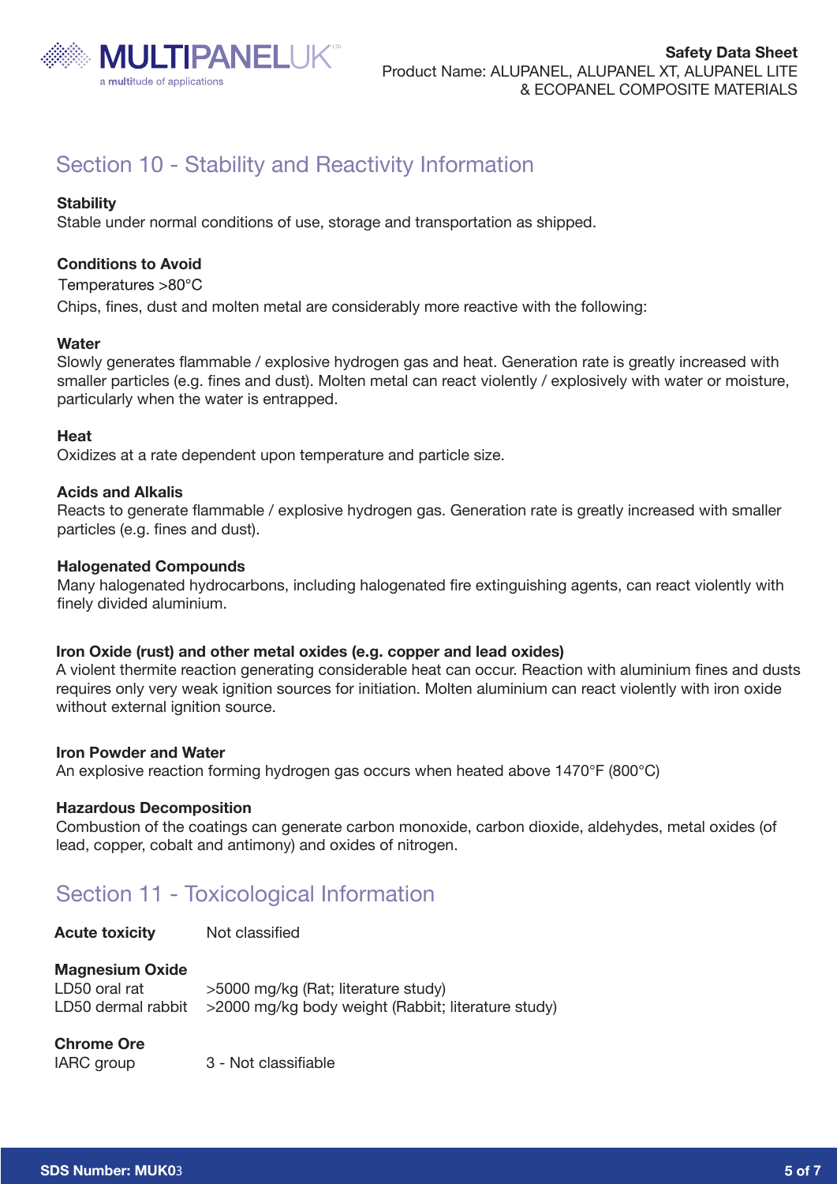## Section 10 - Stability and Reactivity Information

**Stability**
Stable under normal conditions of use, storage and transportation as shipped.

**Conditions to Avoid**
Temperatures >80°C
Chips, fines, dust and molten metal are considerably more reactive with the following:

**Water**
Slowly generates flammable / explosive hydrogen gas and heat. Generation rate is greatly increased with smaller particles (e.g. fines and dust). Molten metal can react violently / explosively with water or moisture, particularly when the water is entrapped.

**Heat**
Oxidizes at a rate dependent upon temperature and particle size.

**Acids and Alkalis**
Reacts to generate flammable / explosive hydrogen gas. Generation rate is greatly increased with smaller particles (e.g. fines and dust).

**Halogenated Compounds**
Many halogenated hydrocarbons, including halogenated fire extinguishing agents, can react violently with finely divided aluminium.

**Iron Oxide (rust) and other metal oxides (e.g. copper and lead oxides)**
A violent thermite reaction generating considerable heat can occur. Reaction with aluminium fines and dusts requires only very weak ignition sources for initiation. Molten aluminium can react violently with iron oxide without external ignition source.

**Iron Powder and Water**
An explosive reaction forming hydrogen gas occurs when heated above 1470°F (800°C)

**Hazardous Decomposition**
Combustion of the coatings can generate carbon monoxide, carbon dioxide, aldehydes, metal oxides (of lead, copper, cobalt and antimony) and oxides of nitrogen.

## Section 11 - Toxicological Information

**Acute toxicity** Not classified

**Magnesium Oxide**

| | |
|---|---|
| LD50 oral rat | >5000 mg/kg (Rat; literature study) |
| LD50 dermal rabbit | >2000 mg/kg body weight (Rabbit; literature study) |

**Chrome Ore**

| | |
|---|---|
| IARC group | 3 - Not classifiable |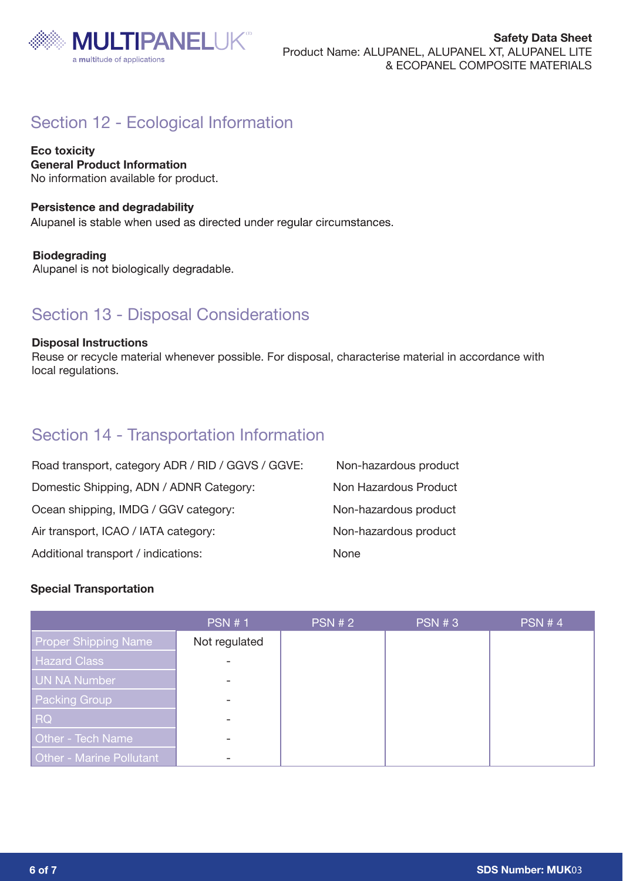## Section 12 - Ecological Information

**Eco toxicity**
**General Product Information**
No information available for product.

**Persistence and degradability**
Alupanel is stable when used as directed under regular circumstances.

**Biodegrading**
Alupanel is not biologically degradable.

## Section 13 - Disposal Considerations

**Disposal Instructions**
Reuse or recycle material whenever possible. For disposal, characterise material in accordance with local regulations.

## Section 14 - Transportation Information

| | |
|---|---|
| Road transport, category ADR / RID / GGVS / GGVE: | Non-hazardous product |
| Domestic Shipping, ADN / ADNR Category: | Non Hazardous Product |
| Ocean shipping, IMDG / GGV category: | Non-hazardous product |
| Air transport, ICAO / IATA category: | Non-hazardous product |
| Additional transport / indications: | None |

**Special Transportation**

| | PSN # 1 | PSN # 2 | PSN # 3 | PSN # 4 |
|---|---|---|---|---|
| Proper Shipping Name | Not regulated | | | |
| Hazard Class | - | | | |
| UN NA Number | - | | | |
| Packing Group | - | | | |
| RQ | - | | | |
| Other - Tech Name | - | | | |
| Other - Marine Pollutant | - | | | |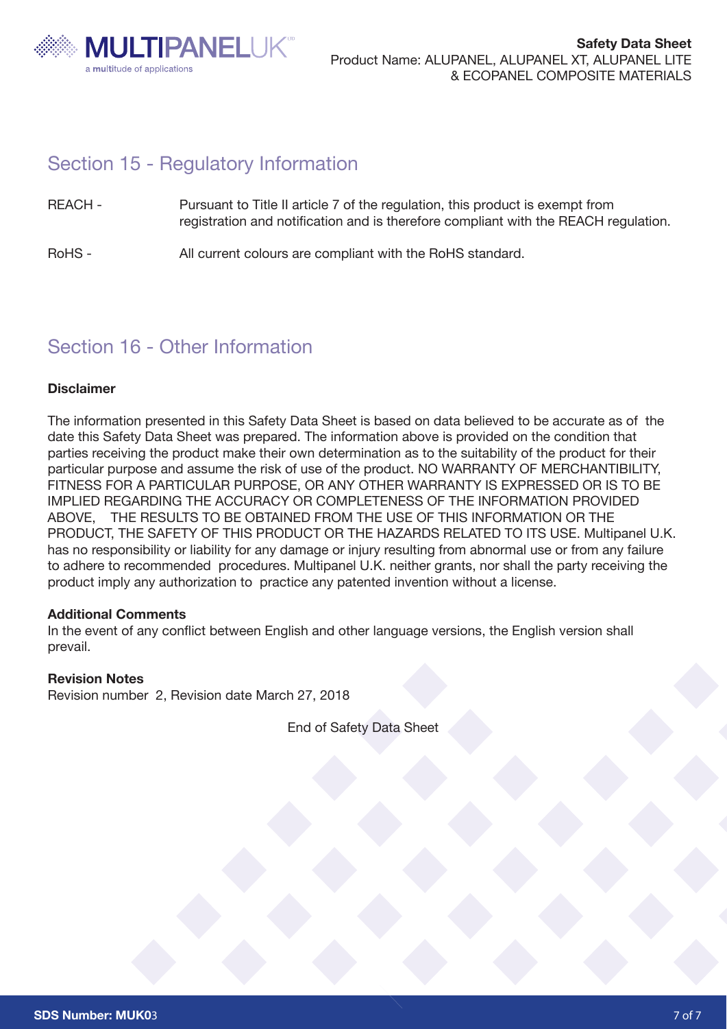## Section 15 - Regulatory Information

REACH - Pursuant to Title II article 7 of the regulation, this product is exempt from registration and notification and is therefore compliant with the REACH regulation.

RoHS - All current colours are compliant with the RoHS standard.

## Section 16 - Other Information

**Disclaimer**

The information presented in this Safety Data Sheet is based on data believed to be accurate as of the date this Safety Data Sheet was prepared. The information above is provided on the condition that parties receiving the product make their own determination as to the suitability of the product for their particular purpose and assume the risk of use of the product. NO WARRANTY OF MERCHANTIBILITY, FITNESS FOR A PARTICULAR PURPOSE, OR ANY OTHER WARRANTY IS EXPRESSED OR IS TO BE IMPLIED REGARDING THE ACCURACY OR COMPLETENESS OF THE INFORMATION PROVIDED ABOVE, THE RESULTS TO BE OBTAINED FROM THE USE OF THIS INFORMATION OR THE PRODUCT, THE SAFETY OF THIS PRODUCT OR THE HAZARDS RELATED TO ITS USE. Multipanel U.K. has no responsibility or liability for any damage or injury resulting from abnormal use or from any failure to adhere to recommended procedures. Multipanel U.K. neither grants, nor shall the party receiving the product imply any authorization to practice any patented invention without a license.

**Additional Comments**

In the event of any conflict between English and other language versions, the English version shall prevail.

**Revision Notes**

Revision number 2, Revision date March 27, 2018

End of Safety Data Sheet